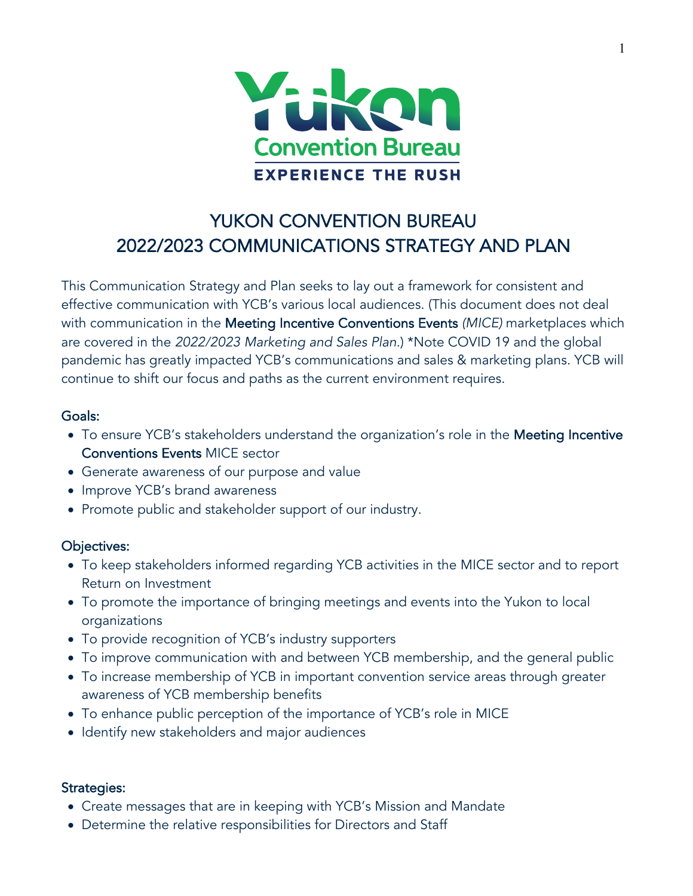# YUKON CONVENTION BUREAU
# 2022/2023 COMMUNICATIONS STRATEGY AND PLAN

This Communication Strategy and Plan seeks to lay out a framework for consistent and effective communication with YCB's various local audiences. (This document does not deal with communication in the Meeting Incentive Conventions Events *(MICE)* marketplaces which are covered in the *2022/2023 Marketing and Sales Plan*.) *Note COVID 19 and the global pandemic has greatly impacted YCB's communications and sales & marketing plans. YCB will continue to shift our focus and paths as the current environment requires.

## Goals:

- To ensure YCB's stakeholders understand the organization's role in the Meeting Incentive Conventions Events MICE sector
- Generate awareness of our purpose and value
- Improve YCB's brand awareness
- Promote public and stakeholder support of our industry.

## Objectives:

- To keep stakeholders informed regarding YCB activities in the MICE sector and to report Return on Investment
- To promote the importance of bringing meetings and events into the Yukon to local organizations
- To provide recognition of YCB's industry supporters
- To improve communication with and between YCB membership, and the general public
- To increase membership of YCB in important convention service areas through greater awareness of YCB membership benefits
- To enhance public perception of the importance of YCB's role in MICE
- Identify new stakeholders and major audiences

## Strategies:

- Create messages that are in keeping with YCB's Mission and Mandate
- Determine the relative responsibilities for Directors and Staff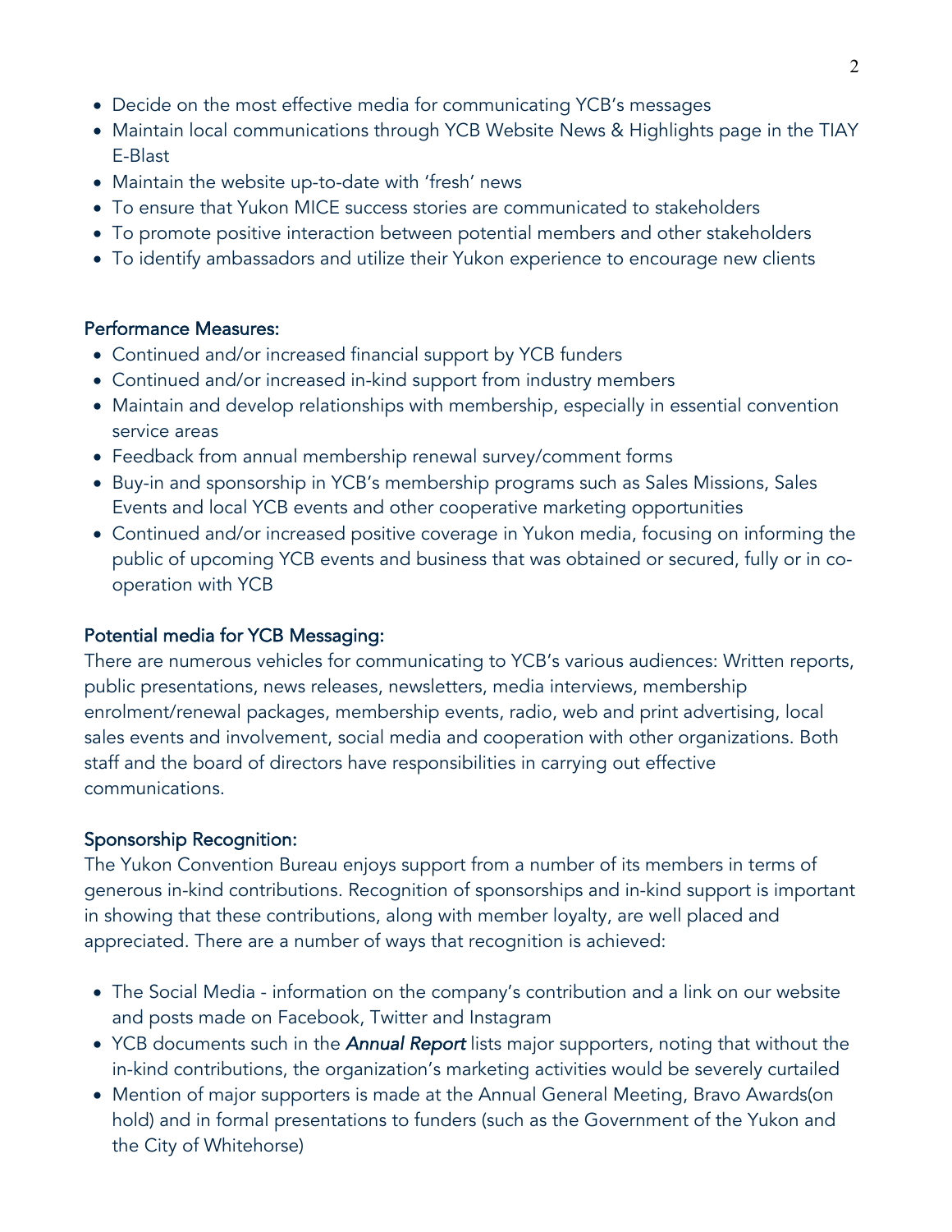- Decide on the most effective media for communicating YCB's messages
- Maintain local communications through YCB Website News & Highlights page in the TIAY E-Blast
- Maintain the website up-to-date with 'fresh' news
- To ensure that Yukon MICE success stories are communicated to stakeholders
- To promote positive interaction between potential members and other stakeholders
- To identify ambassadors and utilize their Yukon experience to encourage new clients

### Performance Measures:

- Continued and/or increased financial support by YCB funders
- Continued and/or increased in-kind support from industry members
- Maintain and develop relationships with membership, especially in essential convention service areas
- Feedback from annual membership renewal survey/comment forms
- Buy-in and sponsorship in YCB's membership programs such as Sales Missions, Sales Events and local YCB events and other cooperative marketing opportunities
- Continued and/or increased positive coverage in Yukon media, focusing on informing the public of upcoming YCB events and business that was obtained or secured, fully or in co-operation with YCB

### Potential media for YCB Messaging:

There are numerous vehicles for communicating to YCB's various audiences: Written reports, public presentations, news releases, newsletters, media interviews, membership enrolment/renewal packages, membership events, radio, web and print advertising, local sales events and involvement, social media and cooperation with other organizations. Both staff and the board of directors have responsibilities in carrying out effective communications.

### Sponsorship Recognition:

The Yukon Convention Bureau enjoys support from a number of its members in terms of generous in-kind contributions. Recognition of sponsorships and in-kind support is important in showing that these contributions, along with member loyalty, are well placed and appreciated. There are a number of ways that recognition is achieved:

- The Social Media - information on the company's contribution and a link on our website and posts made on Facebook, Twitter and Instagram
- YCB documents such in the ***Annual Report*** lists major supporters, noting that without the in-kind contributions, the organization's marketing activities would be severely curtailed
- Mention of major supporters is made at the Annual General Meeting, Bravo Awards(on hold) and in formal presentations to funders (such as the Government of the Yukon and the City of Whitehorse)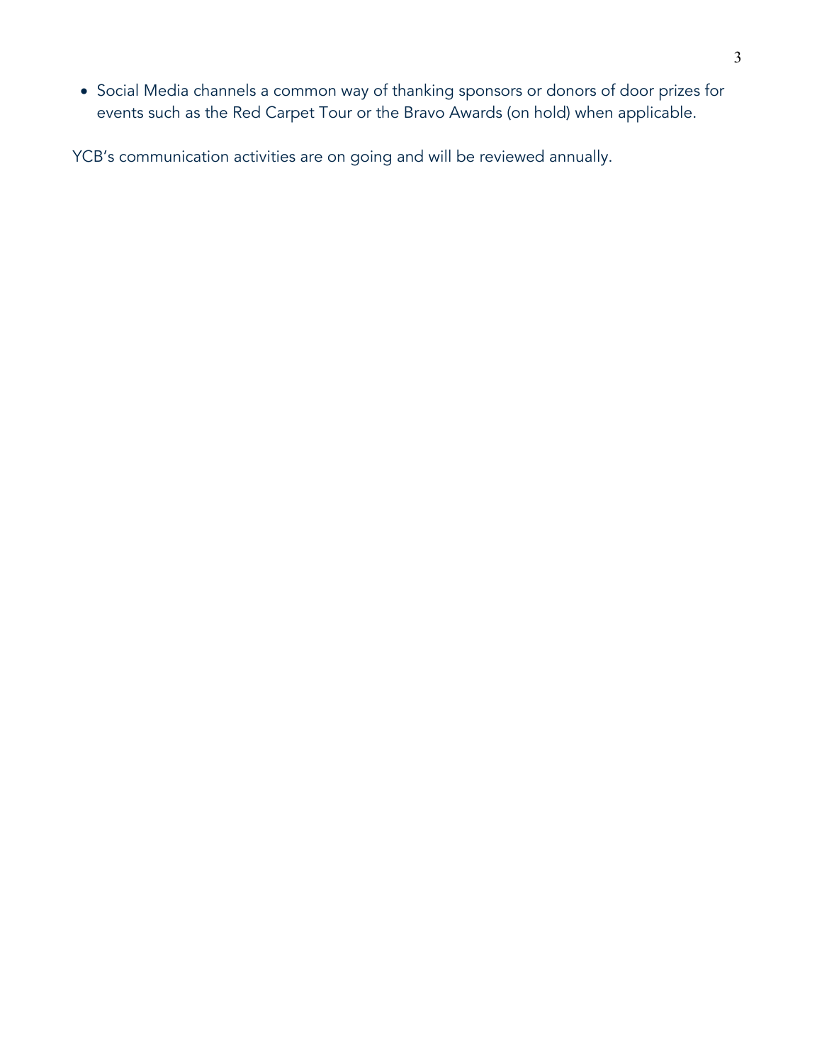- Social Media channels a common way of thanking sponsors or donors of door prizes for events such as the Red Carpet Tour or the Bravo Awards (on hold) when applicable.

YCB's communication activities are on going and will be reviewed annually.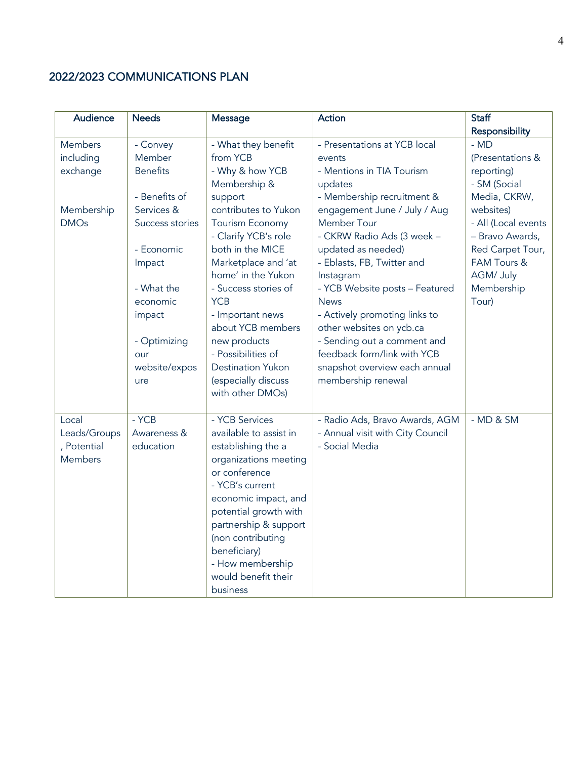## 2022/2023 COMMUNICATIONS PLAN

| Audience | Needs | Message | Action | Staff Responsibility |
|---|---|---|---|---|
| Members including exchange<br><br>Membership DMOs | - Convey Member Benefits<br><br>- Benefits of Services & Success stories<br><br>- Economic Impact<br><br>- What the economic impact<br><br>- Optimizing our website/exposure | - What they benefit from YCB<br>- Why & how YCB Membership & support contributes to Yukon Tourism Economy<br>- Clarify YCB's role both in the MICE Marketplace and 'at home' in the Yukon<br>- Success stories of YCB<br>- Important news about YCB members new products<br>- Possibilities of Destination Yukon (especially discuss with other DMOs) | - Presentations at YCB local events<br>- Mentions in TIA Tourism updates<br>- Membership recruitment & engagement June / July / Aug Member Tour<br>- CKRW Radio Ads (3 week – updated as needed)<br>- Eblasts, FB, Twitter and Instagram<br>- YCB Website posts – Featured News<br>- Actively promoting links to other websites on ycb.ca<br>- Sending out a comment and feedback form/link with YCB snapshot overview each annual membership renewal | - MD (Presentations & reporting)<br>- SM (Social Media, CKRW, websites)<br>- All (Local events – Bravo Awards, Red Carpet Tour, FAM Tours & AGM/ July Membership Tour) |
| Local Leads/Groups, Potential Members | - YCB Awareness & education | - YCB Services available to assist in establishing the a organizations meeting or conference<br>- YCB's current economic impact, and potential growth with partnership & support (non contributing beneficiary)<br>- How membership would benefit their business | - Radio Ads, Bravo Awards, AGM<br>- Annual visit with City Council<br>- Social Media | - MD & SM |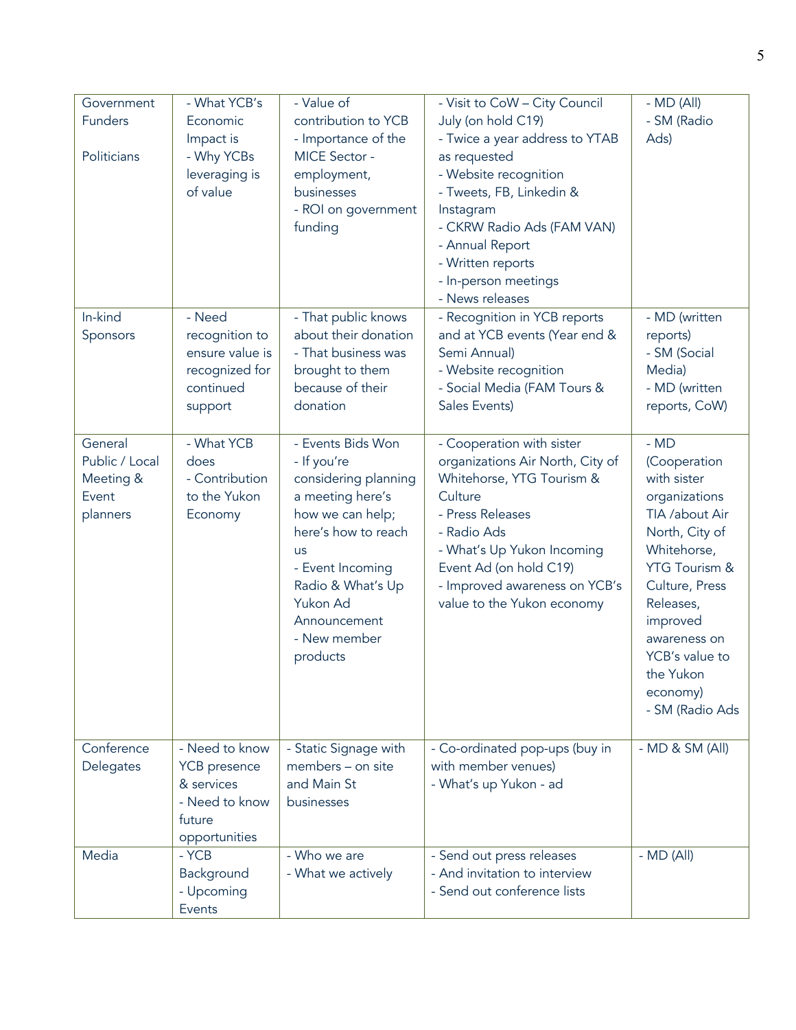| | | | | |
|---|---|---|---|---|
| Government Funders<br><br>Politicians | - What YCB's Economic Impact is<br>- Why YCBs leveraging is of value | - Value of contribution to YCB<br>- Importance of the MICE Sector - employment, businesses<br>- ROI on government funding | - Visit to CoW – City Council July (on hold C19)<br>- Twice a year address to YTAB as requested<br>- Website recognition<br>- Tweets, FB, Linkedin & Instagram<br>- CKRW Radio Ads (FAM VAN)<br>- Annual Report<br>- Written reports<br>- In-person meetings<br>- News releases | - MD (All)<br>- SM (Radio Ads) |
| In-kind Sponsors | - Need recognition to ensure value is recognized for continued support | - That public knows about their donation<br>- That business was brought to them because of their donation | - Recognition in YCB reports and at YCB events (Year end & Semi Annual)<br>- Website recognition<br>- Social Media (FAM Tours & Sales Events) | - MD (written reports)<br>- SM (Social Media)<br>- MD (written reports, CoW) |
| General Public / Local Meeting & Event planners | - What YCB does<br>- Contribution to the Yukon Economy | - Events Bids Won<br>- If you're considering planning a meeting here's how we can help; here's how to reach us<br>- Event Incoming Radio & What's Up Yukon Ad Announcement<br>- New member products | - Cooperation with sister organizations Air North, City of Whitehorse, YTG Tourism & Culture<br>- Press Releases<br>- Radio Ads<br>- What's Up Yukon Incoming Event Ad (on hold C19)<br>- Improved awareness on YCB's value to the Yukon economy | - MD (Cooperation with sister organizations TIA /about Air North, City of Whitehorse, YTG Tourism & Culture, Press Releases, improved awareness on YCB's value to the Yukon economy)<br>- SM (Radio Ads |
| Conference Delegates | - Need to know YCB presence & services<br>- Need to know future opportunities | - Static Signage with members – on site and Main St businesses | - Co-ordinated pop-ups (buy in with member venues)<br>- What's up Yukon - ad | - MD & SM (All) |
| Media | - YCB Background<br>- Upcoming Events | - Who we are<br>- What we actively | - Send out press releases<br>- And invitation to interview<br>- Send out conference lists | - MD (All) |